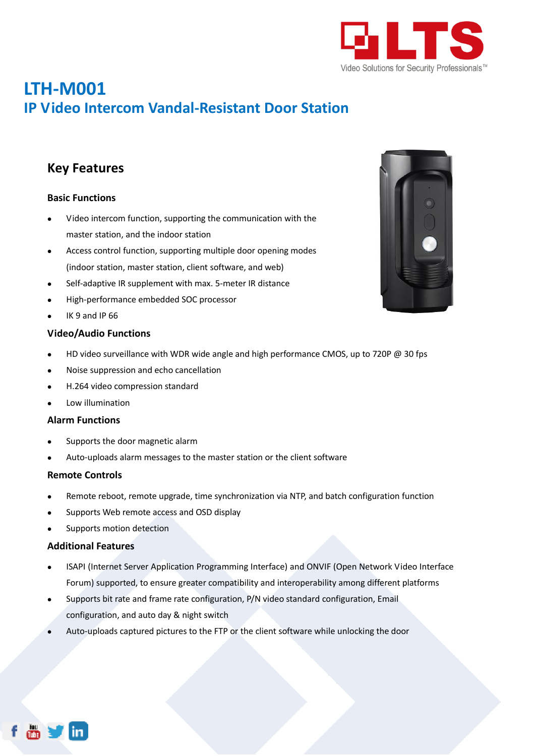# LTH-M001

## IP Video Intercom Vandal-Resistant Door Station

### Key Features

#### Basic Functions

- Video intercom function, supporting the communication with the master station, and the indoor station
- Access control function, supporting multiple door opening modes (indoor station, master station, client software, and web)
- Self-adaptive IR supplement with max. 5-meter IR distance
- High-performance embedded SOC processor
- IK 9 and IP 66

#### Video/Audio Functions

- HD video surveillance with WDR wide angle and high performance CMOS, up to 720P @ 30 fps
- Noise suppression and echo cancellation
- H.264 video compression standard
- Low illumination

#### Alarm Functions

- Supports the door magnetic alarm
- Auto-uploads alarm messages to the master station or the client software

#### Remote Controls

- Remote reboot, remote upgrade, time synchronization via NTP, and batch configuration function
- Supports Web remote access and OSD display
- Supports motion detection

#### Additional Features

- ISAPI (Internet Server Application Programming Interface) and ONVIF (Open Network Video Interface Forum) supported, to ensure greater compatibility and interoperability among different platforms
- Supports bit rate and frame rate configuration, P/N video standard configuration, Email configuration, and auto day & night switch
- Auto-uploads captured pictures to the FTP or the client software while unlocking the door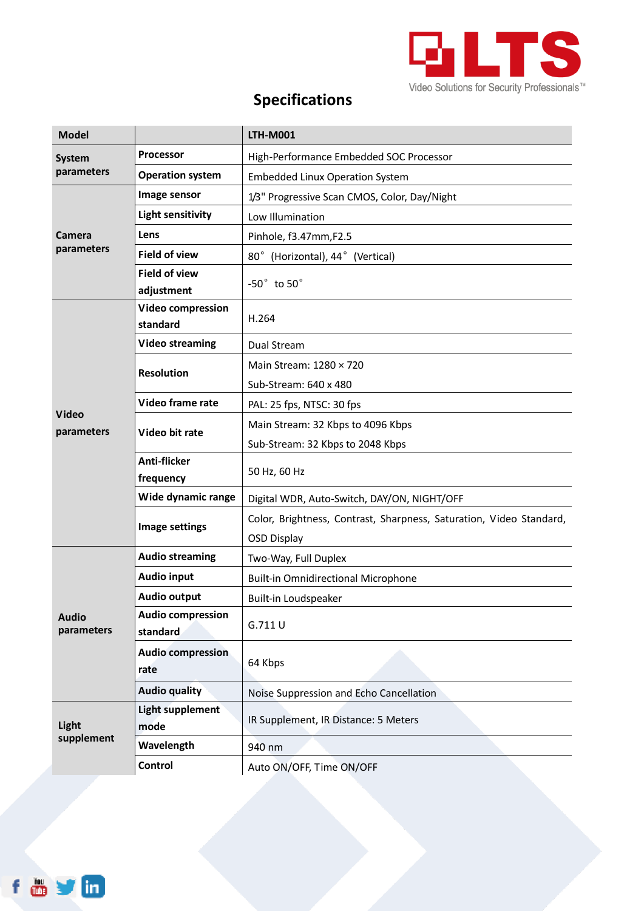# Specifications

| Model | | LTH-M001 |
|---|---|---|
| System parameters | Processor | High-Performance Embedded SOC Processor |
| | Operation system | Embedded Linux Operation System |
| Camera parameters | Image sensor | 1/3" Progressive Scan CMOS, Color, Day/Night |
| | Light sensitivity | Low Illumination |
| | Lens | Pinhole, f3.47mm,F2.5 |
| | Field of view | 80° (Horizontal), 44° (Vertical) |
| | Field of view adjustment | -50° to 50° |
| Video parameters | Video compression standard | H.264 |
| | Video streaming | Dual Stream |
| | Resolution | Main Stream: 1280 × 720<br>Sub-Stream: 640 x 480 |
| | Video frame rate | PAL: 25 fps, NTSC: 30 fps |
| | Video bit rate | Main Stream: 32 Kbps to 4096 Kbps<br>Sub-Stream: 32 Kbps to 2048 Kbps |
| | Anti-flicker frequency | 50 Hz, 60 Hz |
| | Wide dynamic range | Digital WDR, Auto-Switch, DAY/ON, NIGHT/OFF |
| | Image settings | Color, Brightness, Contrast, Sharpness, Saturation, Video Standard, OSD Display |
| Audio parameters | Audio streaming | Two-Way, Full Duplex |
| | Audio input | Built-in Omnidirectional Microphone |
| | Audio output | Built-in Loudspeaker |
| | Audio compression standard | G.711 U |
| | Audio compression rate | 64 Kbps |
| | Audio quality | Noise Suppression and Echo Cancellation |
| Light supplement | Light supplement mode | IR Supplement, IR Distance: 5 Meters |
| | Wavelength | 940 nm |
| | Control | Auto ON/OFF, Time ON/OFF |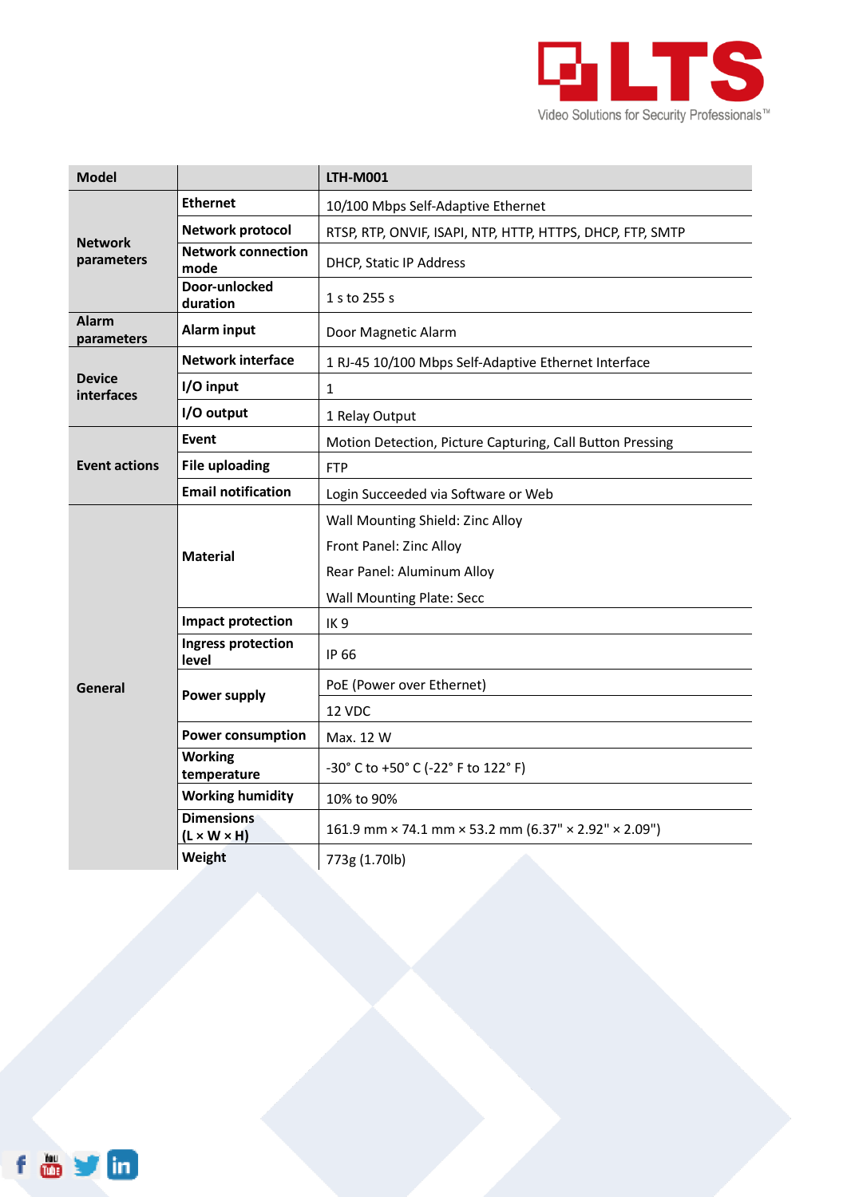| Model | | LTH-M001 |
|---|---|---|
| Network parameters | Ethernet | 10/100 Mbps Self-Adaptive Ethernet |
| | Network protocol | RTSP, RTP, ONVIF, ISAPI, NTP, HTTP, HTTPS, DHCP, FTP, SMTP |
| | Network connection mode | DHCP, Static IP Address |
| | Door-unlocked duration | 1 s to 255 s |
| Alarm parameters | Alarm input | Door Magnetic Alarm |
| Device interfaces | Network interface | 1 RJ-45 10/100 Mbps Self-Adaptive Ethernet Interface |
| | I/O input | 1 |
| | I/O output | 1 Relay Output |
| Event actions | Event | Motion Detection, Picture Capturing, Call Button Pressing |
| | File uploading | FTP |
| | Email notification | Login Succeeded via Software or Web |
| General | Material | Wall Mounting Shield: Zinc Alloy<br>Front Panel: Zinc Alloy<br>Rear Panel: Aluminum Alloy<br>Wall Mounting Plate: Secc |
| | Impact protection | IK 9 |
| | Ingress protection level | IP 66 |
| | Power supply | PoE (Power over Ethernet)<br>12 VDC |
| | Power consumption | Max. 12 W |
| | Working temperature | -30° C to +50° C (-22° F to 122° F) |
| | Working humidity | 10% to 90% |
| | Dimensions (L × W × H) | 161.9 mm × 74.1 mm × 53.2 mm (6.37" × 2.92" × 2.09") |
| | Weight | 773g (1.70lb) |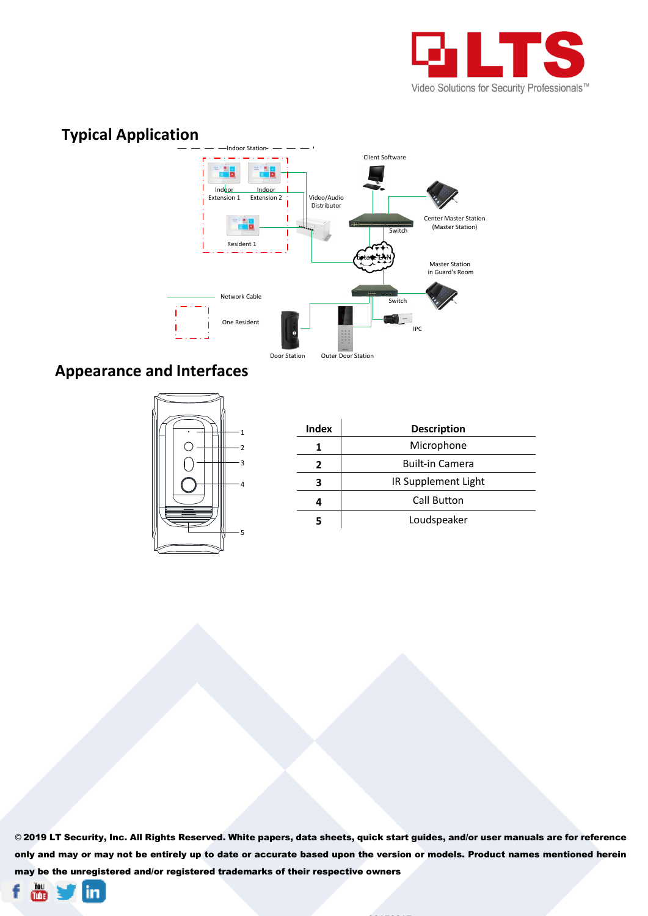## Typical Application

Indoor Station

Indoor Extension 1

Indoor Extension 2

Resident 1

Video/Audio Distributor

Client Software

Center Master Station (Master Station)

Switch

Estate LAN

Master Station in Guard's Room

Network Cable

One Resident

Switch

IPC

Door Station

Outer Door Station

## Appearance and Interfaces

| Index | Description |
|---|---|
| 1 | Microphone |
| 2 | Built-in Camera |
| 3 | IR Supplement Light |
| 4 | Call Button |
| 5 | Loudspeaker |

**© 2019 LT Security, Inc. All Rights Reserved. White papers, data sheets, quick start guides, and/or user manuals are for reference only and may or may not be entirely up to date or accurate based upon the version or models. Product names mentioned herein may be the unregistered and/or registered trademarks of their respective owners**